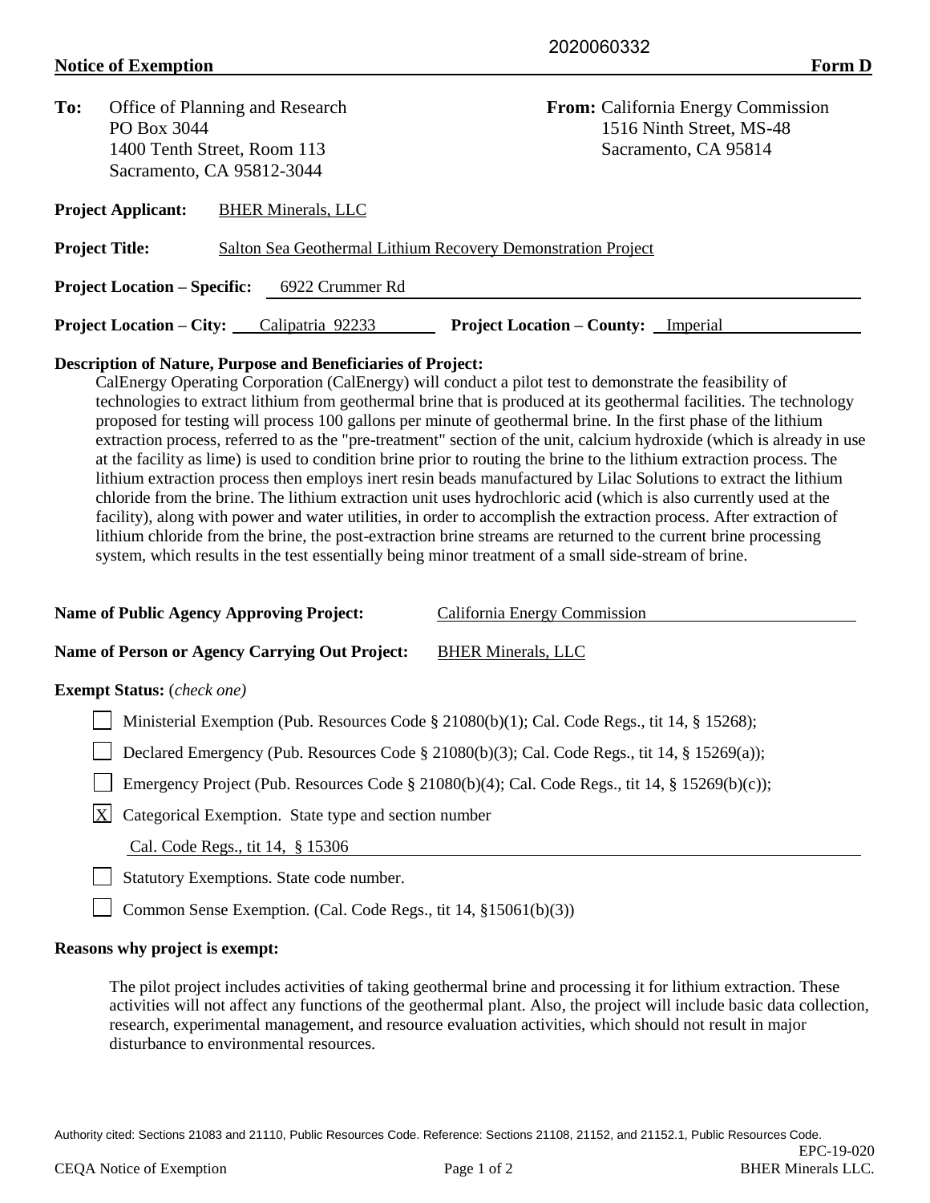2020060332

**Notice of Exemption** **Form D**

**To:** Office of Planning and Research
PO Box 3044
1400 Tenth Street, Room 113
Sacramento, CA 95812-3044

**From:** California Energy Commission
1516 Ninth Street, MS-48
Sacramento, CA 95814

**Project Applicant:** BHER Minerals, LLC

**Project Title:** Salton Sea Geothermal Lithium Recovery Demonstration Project

**Project Location – Specific:** 6922 Crummer Rd

**Project Location – City:** Calipatria 92233 **Project Location – County:** Imperial

**Description of Nature, Purpose and Beneficiaries of Project:**

CalEnergy Operating Corporation (CalEnergy) will conduct a pilot test to demonstrate the feasibility of technologies to extract lithium from geothermal brine that is produced at its geothermal facilities. The technology proposed for testing will process 100 gallons per minute of geothermal brine. In the first phase of the lithium extraction process, referred to as the "pre-treatment" section of the unit, calcium hydroxide (which is already in use at the facility as lime) is used to condition brine prior to routing the brine to the lithium extraction process. The lithium extraction process then employs inert resin beads manufactured by Lilac Solutions to extract the lithium chloride from the brine. The lithium extraction unit uses hydrochloric acid (which is also currently used at the facility), along with power and water utilities, in order to accomplish the extraction process. After extraction of lithium chloride from the brine, the post-extraction brine streams are returned to the current brine processing system, which results in the test essentially being minor treatment of a small side-stream of brine.

**Name of Public Agency Approving Project:** California Energy Commission

**Name of Person or Agency Carrying Out Project:** BHER Minerals, LLC

**Exempt Status:** (*check one)*

- [ ] Ministerial Exemption (Pub. Resources Code § 21080(b)(1); Cal. Code Regs., tit 14, § 15268);
- [ ] Declared Emergency (Pub. Resources Code § 21080(b)(3); Cal. Code Regs., tit 14, § 15269(a));
- [ ] Emergency Project (Pub. Resources Code § 21080(b)(4); Cal. Code Regs., tit 14, § 15269(b)(c));
- [X] Categorical Exemption. State type and section number

  Cal. Code Regs., tit 14, § 15306
- [ ] Statutory Exemptions. State code number.
- [ ] Common Sense Exemption. (Cal. Code Regs., tit 14, §15061(b)(3))

**Reasons why project is exempt:**

The pilot project includes activities of taking geothermal brine and processing it for lithium extraction. These activities will not affect any functions of the geothermal plant. Also, the project will include basic data collection, research, experimental management, and resource evaluation activities, which should not result in major disturbance to environmental resources.

Authority cited: Sections 21083 and 21110, Public Resources Code. Reference: Sections 21108, 21152, and 21152.1, Public Resources Code.

EPC-19-020
CEQA Notice of Exemption
BHER Minerals LLC.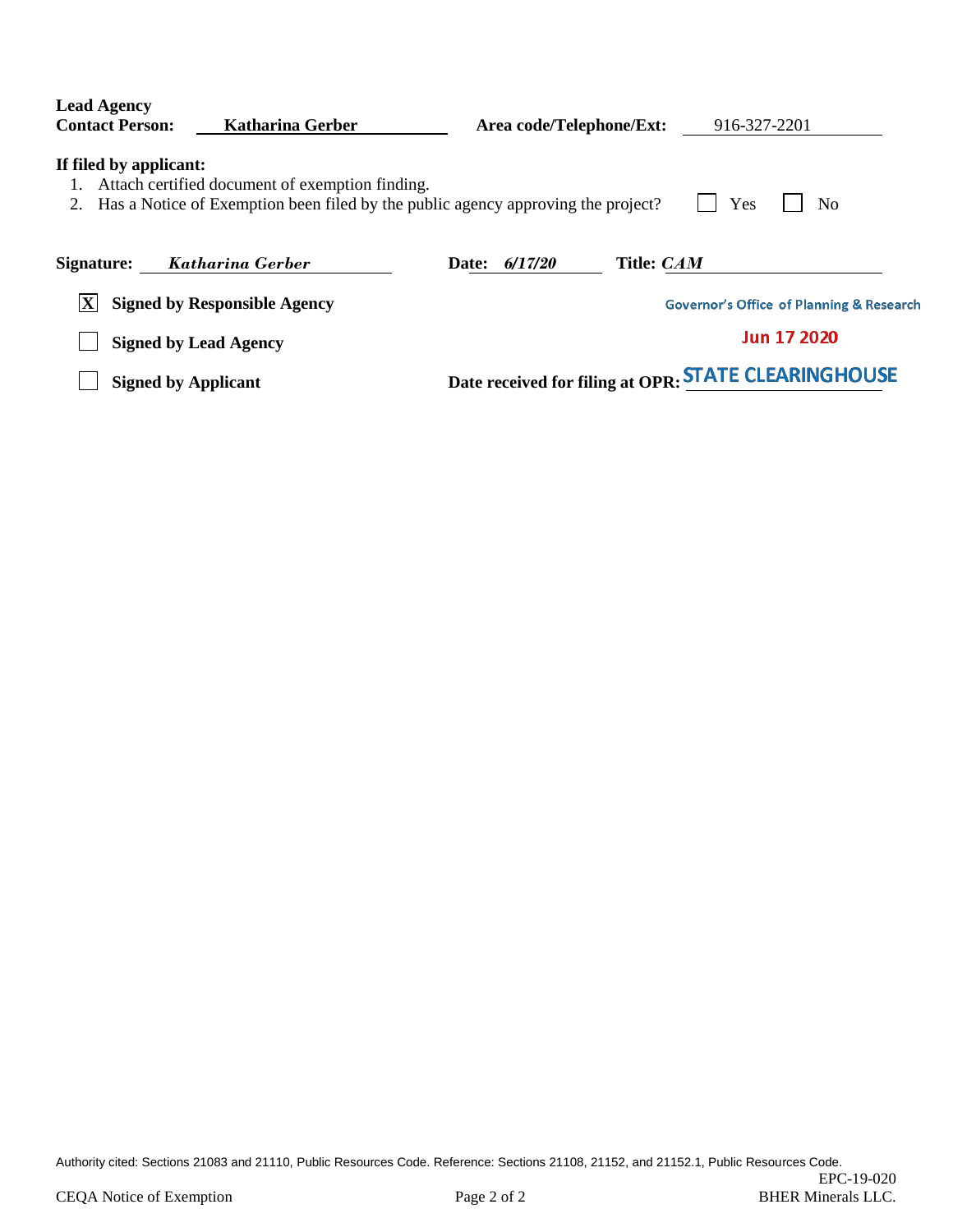**Lead Agency**
**Contact Person:** **Katharina Gerber** **Area code/Telephone/Ext:** 916-327-2201

**If filed by applicant:**

1. Attach certified document of exemption finding.
2. Has a Notice of Exemption been filed by the public agency approving the project? ☐ Yes ☐ No

**Signature:** ***Katharina Gerber*** **Date:** ***6/17/20*** **Title:** ***CAM***

☒ **Signed by Responsible Agency**

☐ **Signed by Lead Agency**

☐ **Signed by Applicant**

Governor's Office of Planning & Research

Jun 17 2020

**Date received for filing at OPR:** STATE CLEARINGHOUSE

Authority cited: Sections 21083 and 21110, Public Resources Code. Reference: Sections 21108, 21152, and 21152.1, Public Resources Code.

CEQA Notice of Exemption EPC-19-020 BHER Minerals LLC.